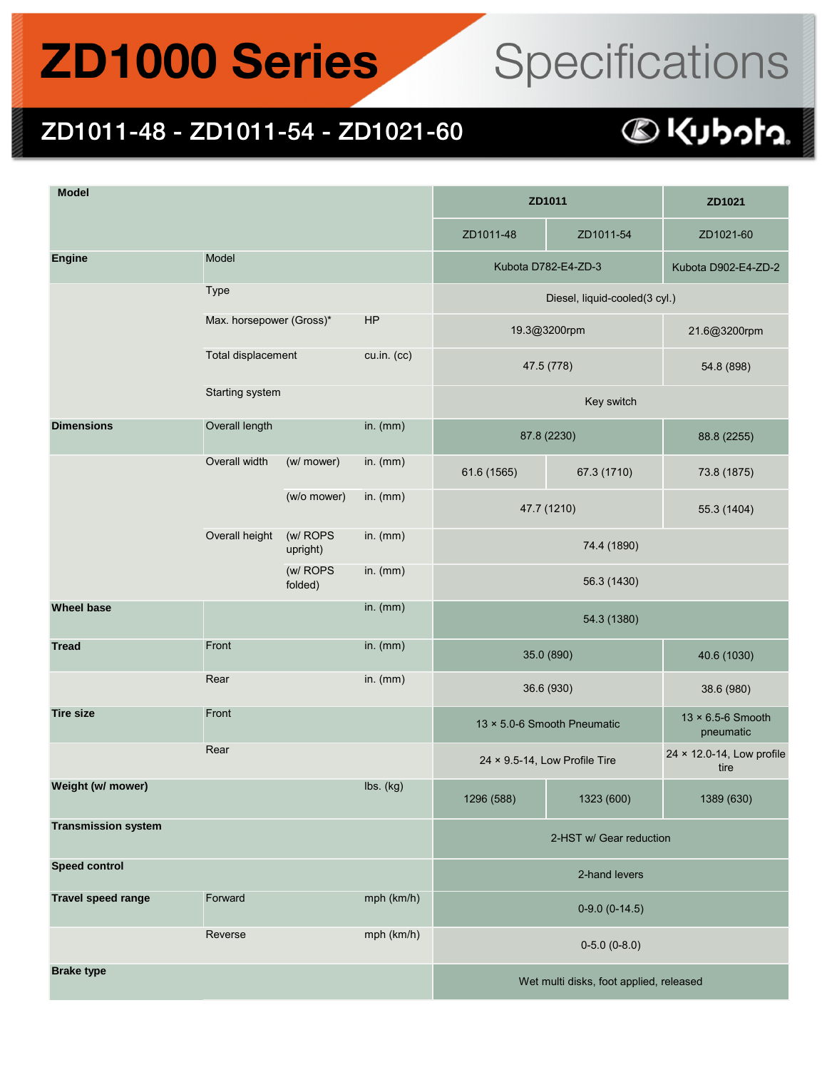# ZD1000 Series Specifications

## ZD1011-48 - ZD1011-54 - ZD1021-60

Kubota

| Model | | | | ZD1011 | | ZD1021 |
|---|---|---|---|---|---|---|
| | | | | ZD1011-48 | ZD1011-54 | ZD1021-60 |
| **Engine** | Model | | | Kubota D782-E4-ZD-3 | | Kubota D902-E4-ZD-2 |
| | Type | | | Diesel, liquid-cooled(3 cyl.) | | |
| | Max. horsepower (Gross)* | | HP | 19.3@3200rpm | | 21.6@3200rpm |
| | Total displacement | | cu.in. (cc) | 47.5 (778) | | 54.8 (898) |
| | Starting system | | | Key switch | | |
| **Dimensions** | Overall length | | in. (mm) | 87.8 (2230) | | 88.8 (2255) |
| | Overall width | (w/ mower) | in. (mm) | 61.6 (1565) | 67.3 (1710) | 73.8 (1875) |
| | | (w/o mower) | in. (mm) | 47.7 (1210) | | 55.3 (1404) |
| | Overall height | (w/ ROPS upright) | in. (mm) | 74.4 (1890) | | |
| | | (w/ ROPS folded) | in. (mm) | 56.3 (1430) | | |
| **Wheel base** | | | in. (mm) | 54.3 (1380) | | |
| **Tread** | Front | | in. (mm) | 35.0 (890) | | 40.6 (1030) |
| | Rear | | in. (mm) | 36.6 (930) | | 38.6 (980) |
| **Tire size** | Front | | | 13 × 5.0-6 Smooth Pneumatic | | 13 × 6.5-6 Smooth pneumatic |
| | Rear | | | 24 × 9.5-14, Low Profile Tire | | 24 × 12.0-14, Low profile tire |
| **Weight (w/ mower)** | | | lbs. (kg) | 1296 (588) | 1323 (600) | 1389 (630) |
| **Transmission system** | | | | 2-HST w/ Gear reduction | | |
| **Speed control** | | | | 2-hand levers | | |
| **Travel speed range** | Forward | | mph (km/h) | 0-9.0 (0-14.5) | | |
| | Reverse | | mph (km/h) | 0-5.0 (0-8.0) | | |
| **Brake type** | | | | Wet multi disks, foot applied, released | | |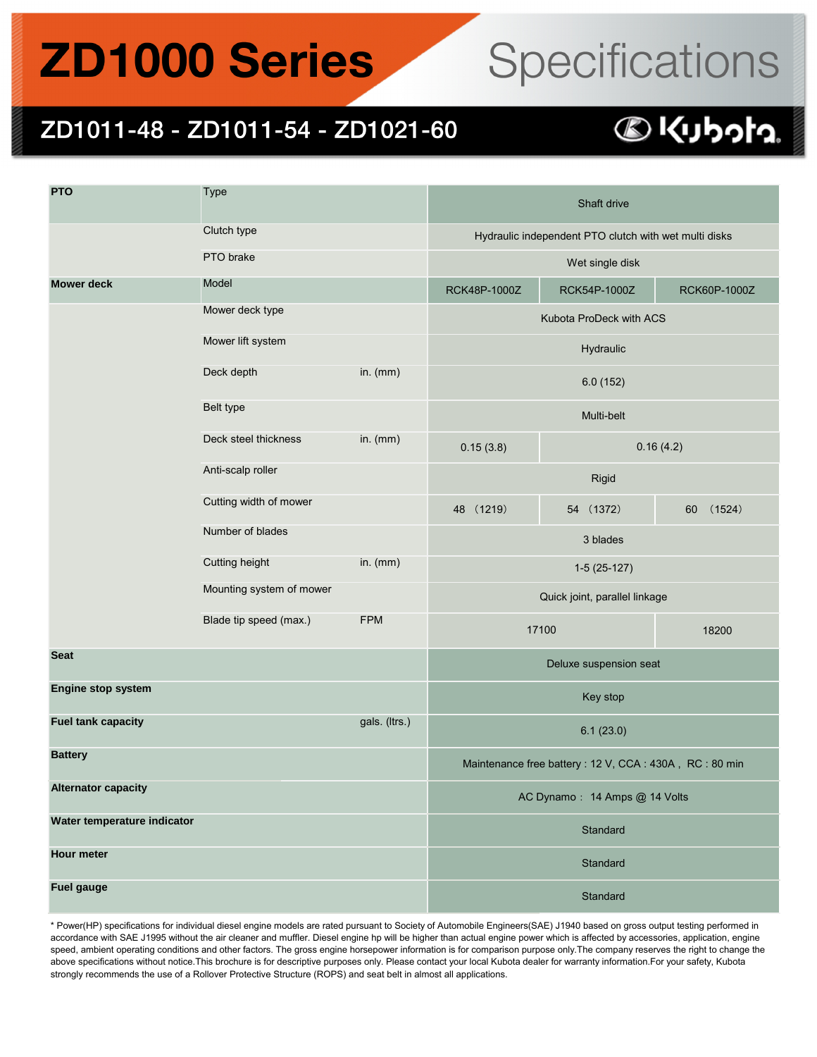# ZD1000 Series Specifications

## ZD1011-48 - ZD1011-54 - ZD1021-60

Kubota

| | | | ZD1011-48 | ZD1011-54 | ZD1021-60 |
|---|---|---|---|---|---|
| **PTO** | Type | | Shaft drive | | |
| | Clutch type | | Hydraulic independent PTO clutch with wet multi disks | | |
| | PTO brake | | Wet single disk | | |
| **Mower deck** | Model | | RCK48P-1000Z | RCK54P-1000Z | RCK60P-1000Z |
| | Mower deck type | | Kubota ProDeck with ACS | | |
| | Mower lift system | | Hydraulic | | |
| | Deck depth | in. (mm) | 6.0 (152) | | |
| | Belt type | | Multi-belt | | |
| | Deck steel thickness | in. (mm) | 0.15 (3.8) | 0.16 (4.2) | |
| | Anti-scalp roller | | Rigid | | |
| | Cutting width of mower | | 48 （1219） | 54 （1372） | 60 （1524） |
| | Number of blades | | 3 blades | | |
| | Cutting height | in. (mm) | 1-5 (25-127) | | |
| | Mounting system of mower | | Quick joint, parallel linkage | | |
| | Blade tip speed (max.) | FPM | 17100 | | 18200 |
| **Seat** | | | Deluxe suspension seat | | |
| **Engine stop system** | | | Key stop | | |
| **Fuel tank capacity** | | gals. (ltrs.) | 6.1 (23.0) | | |
| **Battery** | | | Maintenance free battery : 12 V, CCA : 430A , RC : 80 min | | |
| **Alternator capacity** | | | AC Dynamo : 14 Amps @ 14 Volts | | |
| **Water temperature indicator** | | | Standard | | |
| **Hour meter** | | | Standard | | |
| **Fuel gauge** | | | Standard | | |

* Power(HP) specifications for individual diesel engine models are rated pursuant to Society of Automobile Engineers(SAE) J1940 based on gross output testing performed in accordance with SAE J1995 without the air cleaner and muffler. Diesel engine hp will be higher than actual engine power which is affected by accessories, application, engine speed, ambient operating conditions and other factors. The gross engine horsepower information is for comparison purpose only.The company reserves the right to change the above specifications without notice.This brochure is for descriptive purposes only. Please contact your local Kubota dealer for warranty information.For your safety, Kubota strongly recommends the use of a Rollover Protective Structure (ROPS) and seat belt in almost all applications.